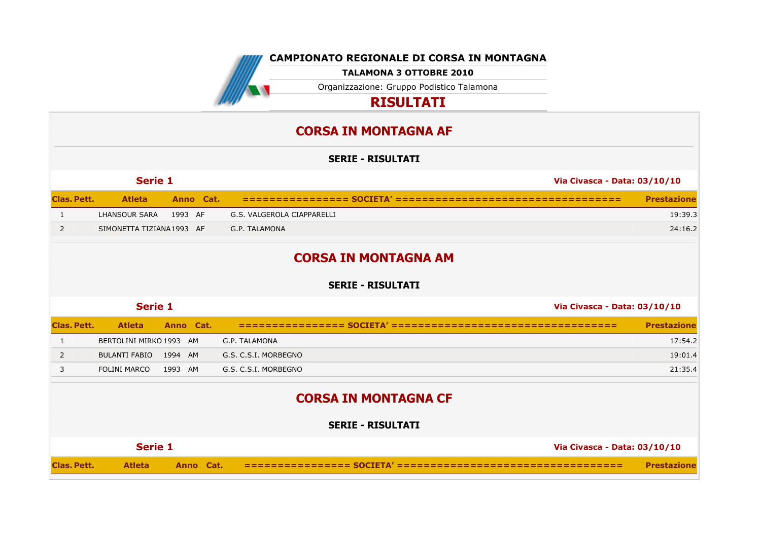# CAMPIONATO REGIONALE DI CORSA IN MONTAGNA

**TALAMONA 3 OTTOBRE 2010**

Organizzazione: Gruppo Podistico Talamona

## RISULTATI

## CORSA IN MONTAGNA AF

### SERIE - RISULTATI

**Serie 1** — Via Civasca - Data: 03/10/10

| Clas. | Pett. | Atleta | Anno | Cat. | ================ SOCIETA' ================================== | Prestazione |
|---|---|---|---|---|---|---|
| 1 | | LHANSOUR SARA | 1993 | AF | G.S. VALGEROLA CIAPPARELLI | 19:39.3 |
| 2 | | SIMONETTA TIZIANA | 1993 | AF | G.P. TALAMONA | 24:16.2 |

## CORSA IN MONTAGNA AM

### SERIE - RISULTATI

**Serie 1** — Via Civasca - Data: 03/10/10

| Clas. | Pett. | Atleta | Anno | Cat. | ================ SOCIETA' ================================== | Prestazione |
|---|---|---|---|---|---|---|
| 1 | | BERTOLINI MIRKO | 1993 | AM | G.P. TALAMONA | 17:54.2 |
| 2 | | BULANTI FABIO | 1994 | AM | G.S. C.S.I. MORBEGNO | 19:01.4 |
| 3 | | FOLINI MARCO | 1993 | AM | G.S. C.S.I. MORBEGNO | 21:35.4 |

## CORSA IN MONTAGNA CF

### SERIE - RISULTATI

**Serie 1** — Via Civasca - Data: 03/10/10

| Clas. | Pett. | Atleta | Anno | Cat. | ================ SOCIETA' ================================== | Prestazione |
|---|---|---|---|---|---|---|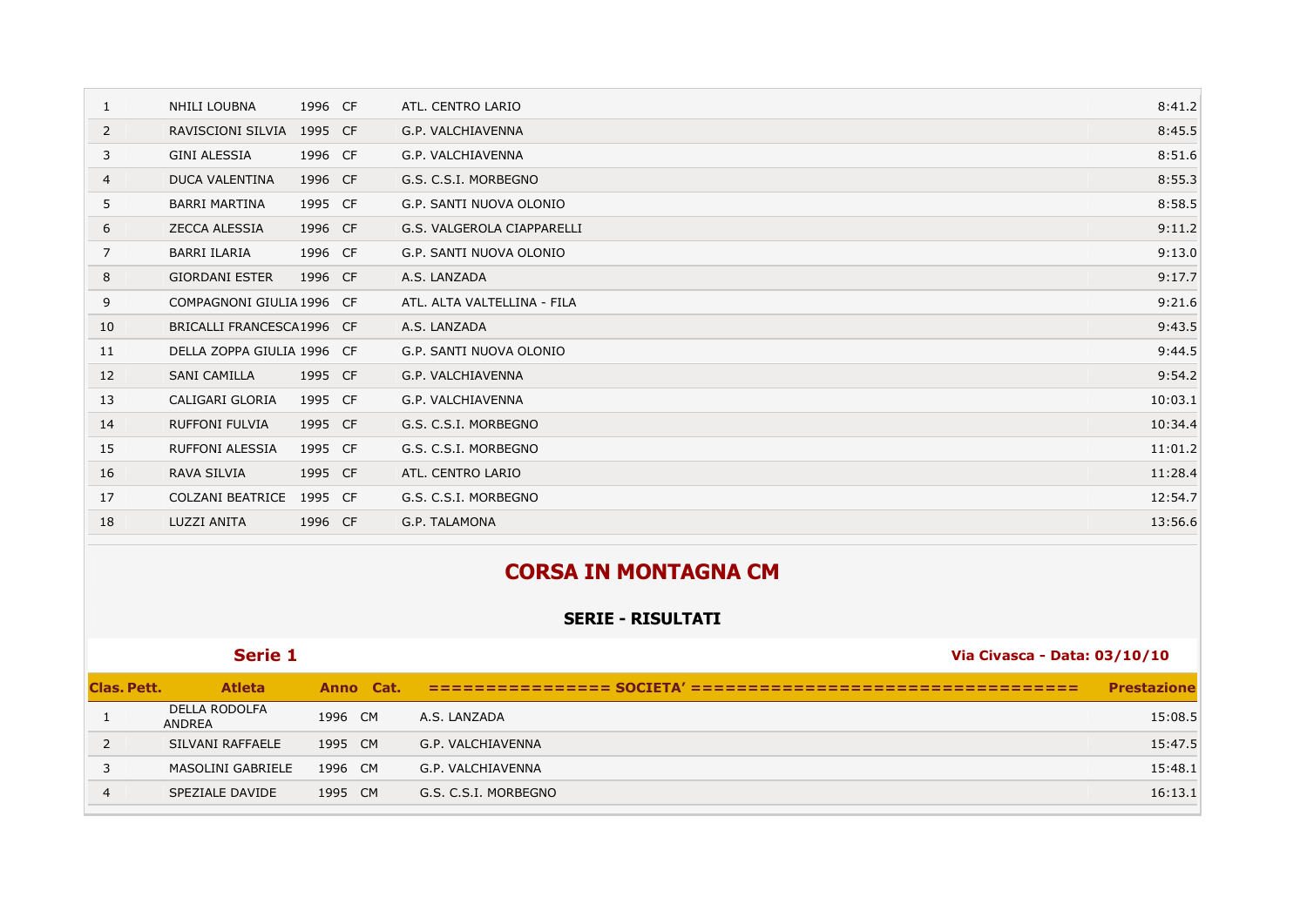| | | | | | |
|---|---|---|---|---|---|
| 1 | NHILI LOUBNA | 1996 | CF | ATL. CENTRO LARIO | 8:41.2 |
| 2 | RAVISCIONI SILVIA | 1995 | CF | G.P. VALCHIAVENNA | 8:45.5 |
| 3 | GINI ALESSIA | 1996 | CF | G.P. VALCHIAVENNA | 8:51.6 |
| 4 | DUCA VALENTINA | 1996 | CF | G.S. C.S.I. MORBEGNO | 8:55.3 |
| 5 | BARRI MARTINA | 1995 | CF | G.P. SANTI NUOVA OLONIO | 8:58.5 |
| 6 | ZECCA ALESSIA | 1996 | CF | G.S. VALGEROLA CIAPPARELLI | 9:11.2 |
| 7 | BARRI ILARIA | 1996 | CF | G.P. SANTI NUOVA OLONIO | 9:13.0 |
| 8 | GIORDANI ESTER | 1996 | CF | A.S. LANZADA | 9:17.7 |
| 9 | COMPAGNONI GIULIA | 1996 | CF | ATL. ALTA VALTELLINA - FILA | 9:21.6 |
| 10 | BRICALLI FRANCESCA | 1996 | CF | A.S. LANZADA | 9:43.5 |
| 11 | DELLA ZOPPA GIULIA | 1996 | CF | G.P. SANTI NUOVA OLONIO | 9:44.5 |
| 12 | SANI CAMILLA | 1995 | CF | G.P. VALCHIAVENNA | 9:54.2 |
| 13 | CALIGARI GLORIA | 1995 | CF | G.P. VALCHIAVENNA | 10:03.1 |
| 14 | RUFFONI FULVIA | 1995 | CF | G.S. C.S.I. MORBEGNO | 10:34.4 |
| 15 | RUFFONI ALESSIA | 1995 | CF | G.S. C.S.I. MORBEGNO | 11:01.2 |
| 16 | RAVA SILVIA | 1995 | CF | ATL. CENTRO LARIO | 11:28.4 |
| 17 | COLZANI BEATRICE | 1995 | CF | G.S. C.S.I. MORBEGNO | 12:54.7 |
| 18 | LUZZI ANITA | 1996 | CF | G.P. TALAMONA | 13:56.6 |

# CORSA IN MONTAGNA CM

## SERIE - RISULTATI

**Serie 1** — **Via Civasca - Data: 03/10/10**

| Clas. Pett. | Atleta | Anno | Cat. | =============== SOCIETA' ================================ | Prestazione |
|---|---|---|---|---|---|
| 1 | DELLA RODOLFA ANDREA | 1996 | CM | A.S. LANZADA | 15:08.5 |
| 2 | SILVANI RAFFAELE | 1995 | CM | G.P. VALCHIAVENNA | 15:47.5 |
| 3 | MASOLINI GABRIELE | 1996 | CM | G.P. VALCHIAVENNA | 15:48.1 |
| 4 | SPEZIALE DAVIDE | 1995 | CM | G.S. C.S.I. MORBEGNO | 16:13.1 |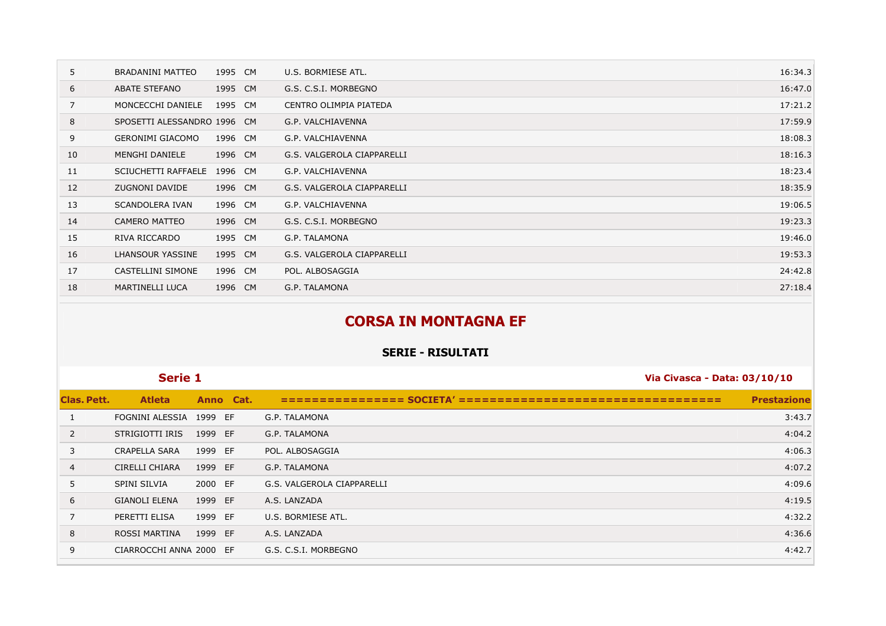| | | | | | |
|---|---|---|---|---|---|
| 5 | BRADANINI MATTEO | 1995 | CM | U.S. BORMIESE ATL. | 16:34.3 |
| 6 | ABATE STEFANO | 1995 | CM | G.S. C.S.I. MORBEGNO | 16:47.0 |
| 7 | MONCECCHI DANIELE | 1995 | CM | CENTRO OLIMPIA PIATEDA | 17:21.2 |
| 8 | SPOSETTI ALESSANDRO | 1996 | CM | G.P. VALCHIAVENNA | 17:59.9 |
| 9 | GERONIMI GIACOMO | 1996 | CM | G.P. VALCHIAVENNA | 18:08.3 |
| 10 | MENGHI DANIELE | 1996 | CM | G.S. VALGEROLA CIAPPARELLI | 18:16.3 |
| 11 | SCIUCHETTI RAFFAELE | 1996 | CM | G.P. VALCHIAVENNA | 18:23.4 |
| 12 | ZUGNONI DAVIDE | 1996 | CM | G.S. VALGEROLA CIAPPARELLI | 18:35.9 |
| 13 | SCANDOLERA IVAN | 1996 | CM | G.P. VALCHIAVENNA | 19:06.5 |
| 14 | CAMERO MATTEO | 1996 | CM | G.S. C.S.I. MORBEGNO | 19:23.3 |
| 15 | RIVA RICCARDO | 1995 | CM | G.P. TALAMONA | 19:46.0 |
| 16 | LHANSOUR YASSINE | 1995 | CM | G.S. VALGEROLA CIAPPARELLI | 19:53.3 |
| 17 | CASTELLINI SIMONE | 1996 | CM | POL. ALBOSAGGIA | 24:42.8 |
| 18 | MARTINELLI LUCA | 1996 | CM | G.P. TALAMONA | 27:18.4 |

## CORSA IN MONTAGNA EF

### SERIE - RISULTATI

**Serie 1** — **Via Civasca - Data: 03/10/10**

| Clas. Pett. | Atleta | Anno | Cat. | =============== SOCIETA' ================================= | Prestazione |
|---|---|---|---|---|---|
| 1 | FOGNINI ALESSIA | 1999 | EF | G.P. TALAMONA | 3:43.7 |
| 2 | STRIGIOTTI IRIS | 1999 | EF | G.P. TALAMONA | 4:04.2 |
| 3 | CRAPELLA SARA | 1999 | EF | POL. ALBOSAGGIA | 4:06.3 |
| 4 | CIRELLI CHIARA | 1999 | EF | G.P. TALAMONA | 4:07.2 |
| 5 | SPINI SILVIA | 2000 | EF | G.S. VALGEROLA CIAPPARELLI | 4:09.6 |
| 6 | GIANOLI ELENA | 1999 | EF | A.S. LANZADA | 4:19.5 |
| 7 | PERETTI ELISA | 1999 | EF | U.S. BORMIESE ATL. | 4:32.2 |
| 8 | ROSSI MARTINA | 1999 | EF | A.S. LANZADA | 4:36.6 |
| 9 | CIARROCCHI ANNA | 2000 | EF | G.S. C.S.I. MORBEGNO | 4:42.7 |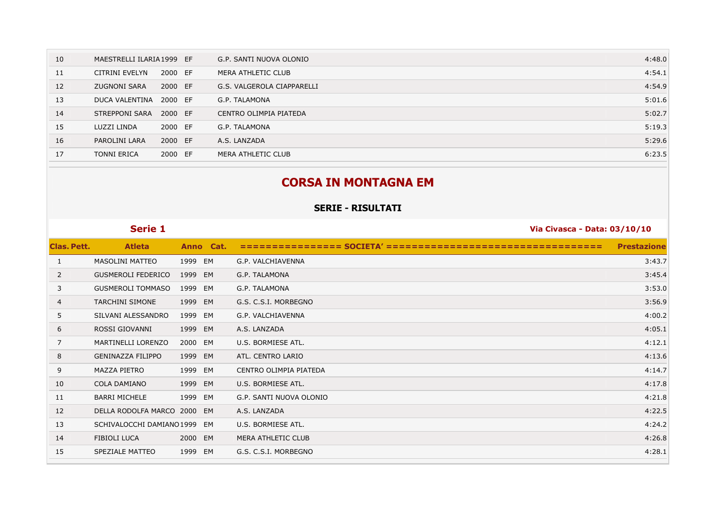| | | | | | |
|---|---|---|---|---|---|
| 10 | MAESTRELLI ILARIA | 1999 | EF | G.P. SANTI NUOVA OLONIO | 4:48.0 |
| 11 | CITRINI EVELYN | 2000 | EF | MERA ATHLETIC CLUB | 4:54.1 |
| 12 | ZUGNONI SARA | 2000 | EF | G.S. VALGEROLA CIAPPARELLI | 4:54.9 |
| 13 | DUCA VALENTINA | 2000 | EF | G.P. TALAMONA | 5:01.6 |
| 14 | STREPPONI SARA | 2000 | EF | CENTRO OLIMPIA PIATEDA | 5:02.7 |
| 15 | LUZZI LINDA | 2000 | EF | G.P. TALAMONA | 5:19.3 |
| 16 | PAROLINI LARA | 2000 | EF | A.S. LANZADA | 5:29.6 |
| 17 | TONNI ERICA | 2000 | EF | MERA ATHLETIC CLUB | 6:23.5 |

# CORSA IN MONTAGNA EM

## SERIE - RISULTATI

### Serie 1

**Via Civasca - Data: 03/10/10**

| Clas. Pett. | Atleta | Anno | Cat. | =============== SOCIETA' ================================ | Prestazione |
|---|---|---|---|---|---|
| 1 | MASOLINI MATTEO | 1999 | EM | G.P. VALCHIAVENNA | 3:43.7 |
| 2 | GUSMEROLI FEDERICO | 1999 | EM | G.P. TALAMONA | 3:45.4 |
| 3 | GUSMEROLI TOMMASO | 1999 | EM | G.P. TALAMONA | 3:53.0 |
| 4 | TARCHINI SIMONE | 1999 | EM | G.S. C.S.I. MORBEGNO | 3:56.9 |
| 5 | SILVANI ALESSANDRO | 1999 | EM | G.P. VALCHIAVENNA | 4:00.2 |
| 6 | ROSSI GIOVANNI | 1999 | EM | A.S. LANZADA | 4:05.1 |
| 7 | MARTINELLI LORENZO | 2000 | EM | U.S. BORMIESE ATL. | 4:12.1 |
| 8 | GENINAZZA FILIPPO | 1999 | EM | ATL. CENTRO LARIO | 4:13.6 |
| 9 | MAZZA PIETRO | 1999 | EM | CENTRO OLIMPIA PIATEDA | 4:14.7 |
| 10 | COLA DAMIANO | 1999 | EM | U.S. BORMIESE ATL. | 4:17.8 |
| 11 | BARRI MICHELE | 1999 | EM | G.P. SANTI NUOVA OLONIO | 4:21.8 |
| 12 | DELLA RODOLFA MARCO | 2000 | EM | A.S. LANZADA | 4:22.5 |
| 13 | SCHIVALOCCHI DAMIANO | 1999 | EM | U.S. BORMIESE ATL. | 4:24.2 |
| 14 | FIBIOLI LUCA | 2000 | EM | MERA ATHLETIC CLUB | 4:26.8 |
| 15 | SPEZIALE MATTEO | 1999 | EM | G.S. C.S.I. MORBEGNO | 4:28.1 |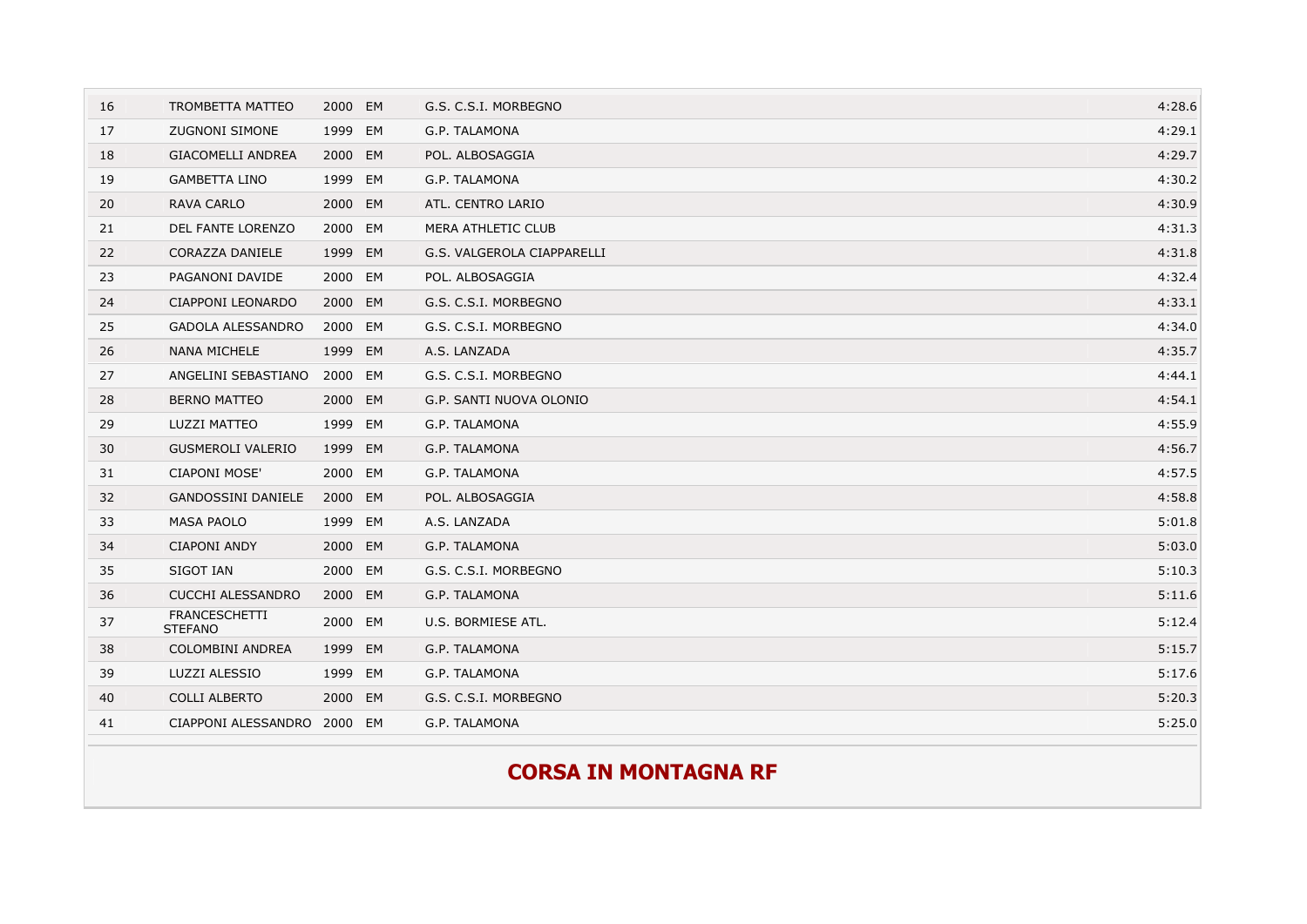| | | | | | |
|---|---|---|---|---|---|
| 16 | TROMBETTA MATTEO | 2000 | EM | G.S. C.S.I. MORBEGNO | 4:28.6 |
| 17 | ZUGNONI SIMONE | 1999 | EM | G.P. TALAMONA | 4:29.1 |
| 18 | GIACOMELLI ANDREA | 2000 | EM | POL. ALBOSAGGIA | 4:29.7 |
| 19 | GAMBETTA LINO | 1999 | EM | G.P. TALAMONA | 4:30.2 |
| 20 | RAVA CARLO | 2000 | EM | ATL. CENTRO LARIO | 4:30.9 |
| 21 | DEL FANTE LORENZO | 2000 | EM | MERA ATHLETIC CLUB | 4:31.3 |
| 22 | CORAZZA DANIELE | 1999 | EM | G.S. VALGEROLA CIAPPARELLI | 4:31.8 |
| 23 | PAGANONI DAVIDE | 2000 | EM | POL. ALBOSAGGIA | 4:32.4 |
| 24 | CIAPPONI LEONARDO | 2000 | EM | G.S. C.S.I. MORBEGNO | 4:33.1 |
| 25 | GADOLA ALESSANDRO | 2000 | EM | G.S. C.S.I. MORBEGNO | 4:34.0 |
| 26 | NANA MICHELE | 1999 | EM | A.S. LANZADA | 4:35.7 |
| 27 | ANGELINI SEBASTIANO | 2000 | EM | G.S. C.S.I. MORBEGNO | 4:44.1 |
| 28 | BERNO MATTEO | 2000 | EM | G.P. SANTI NUOVA OLONIO | 4:54.1 |
| 29 | LUZZI MATTEO | 1999 | EM | G.P. TALAMONA | 4:55.9 |
| 30 | GUSMEROLI VALERIO | 1999 | EM | G.P. TALAMONA | 4:56.7 |
| 31 | CIAPONI MOSE' | 2000 | EM | G.P. TALAMONA | 4:57.5 |
| 32 | GANDOSSINI DANIELE | 2000 | EM | POL. ALBOSAGGIA | 4:58.8 |
| 33 | MASA PAOLO | 1999 | EM | A.S. LANZADA | 5:01.8 |
| 34 | CIAPONI ANDY | 2000 | EM | G.P. TALAMONA | 5:03.0 |
| 35 | SIGOT IAN | 2000 | EM | G.S. C.S.I. MORBEGNO | 5:10.3 |
| 36 | CUCCHI ALESSANDRO | 2000 | EM | G.P. TALAMONA | 5:11.6 |
| 37 | FRANCESCHETTI STEFANO | 2000 | EM | U.S. BORMIESE ATL. | 5:12.4 |
| 38 | COLOMBINI ANDREA | 1999 | EM | G.P. TALAMONA | 5:15.7 |
| 39 | LUZZI ALESSIO | 1999 | EM | G.P. TALAMONA | 5:17.6 |
| 40 | COLLI ALBERTO | 2000 | EM | G.S. C.S.I. MORBEGNO | 5:20.3 |
| 41 | CIAPPONI ALESSANDRO | 2000 | EM | G.P. TALAMONA | 5:25.0 |

## CORSA IN MONTAGNA RF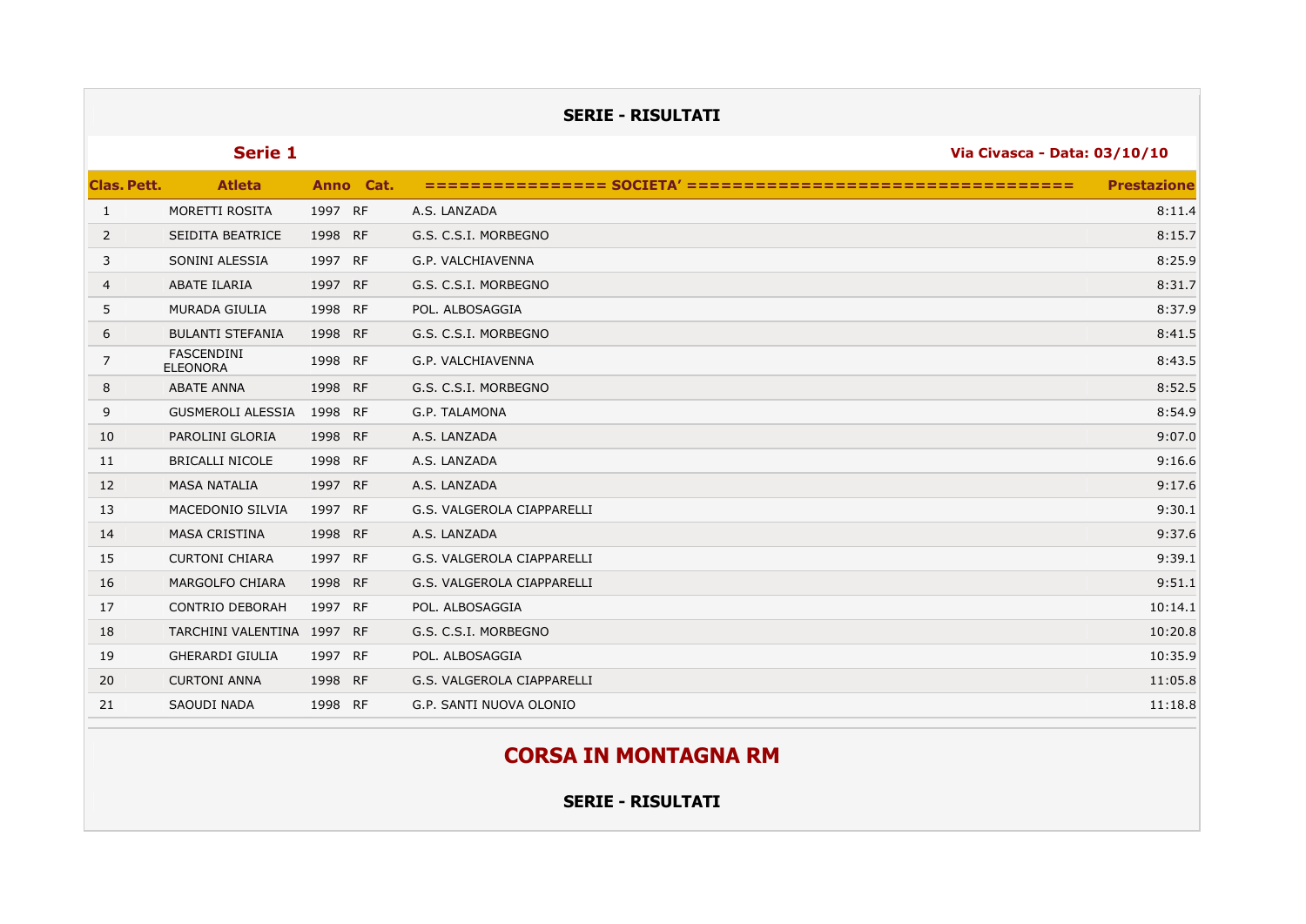## SERIE - RISULTATI

### Serie 1

Via Civasca - Data: 03/10/10

| Clas. | Pett. | Atleta | Anno | Cat. | =============== SOCIETA' ================================== | Prestazione |
|---|---|---|---|---|---|---|
| 1 | | MORETTI ROSITA | 1997 | RF | A.S. LANZADA | 8:11.4 |
| 2 | | SEIDITA BEATRICE | 1998 | RF | G.S. C.S.I. MORBEGNO | 8:15.7 |
| 3 | | SONINI ALESSIA | 1997 | RF | G.P. VALCHIAVENNA | 8:25.9 |
| 4 | | ABATE ILARIA | 1997 | RF | G.S. C.S.I. MORBEGNO | 8:31.7 |
| 5 | | MURADA GIULIA | 1998 | RF | POL. ALBOSAGGIA | 8:37.9 |
| 6 | | BULANTI STEFANIA | 1998 | RF | G.S. C.S.I. MORBEGNO | 8:41.5 |
| 7 | | FASCENDINI ELEONORA | 1998 | RF | G.P. VALCHIAVENNA | 8:43.5 |
| 8 | | ABATE ANNA | 1998 | RF | G.S. C.S.I. MORBEGNO | 8:52.5 |
| 9 | | GUSMEROLI ALESSIA | 1998 | RF | G.P. TALAMONA | 8:54.9 |
| 10 | | PAROLINI GLORIA | 1998 | RF | A.S. LANZADA | 9:07.0 |
| 11 | | BRICALLI NICOLE | 1998 | RF | A.S. LANZADA | 9:16.6 |
| 12 | | MASA NATALIA | 1997 | RF | A.S. LANZADA | 9:17.6 |
| 13 | | MACEDONIO SILVIA | 1997 | RF | G.S. VALGEROLA CIAPPARELLI | 9:30.1 |
| 14 | | MASA CRISTINA | 1998 | RF | A.S. LANZADA | 9:37.6 |
| 15 | | CURTONI CHIARA | 1997 | RF | G.S. VALGEROLA CIAPPARELLI | 9:39.1 |
| 16 | | MARGOLFO CHIARA | 1998 | RF | G.S. VALGEROLA CIAPPARELLI | 9:51.1 |
| 17 | | CONTRIO DEBORAH | 1997 | RF | POL. ALBOSAGGIA | 10:14.1 |
| 18 | | TARCHINI VALENTINA | 1997 | RF | G.S. C.S.I. MORBEGNO | 10:20.8 |
| 19 | | GHERARDI GIULIA | 1997 | RF | POL. ALBOSAGGIA | 10:35.9 |
| 20 | | CURTONI ANNA | 1998 | RF | G.S. VALGEROLA CIAPPARELLI | 11:05.8 |
| 21 | | SAOUDI NADA | 1998 | RF | G.P. SANTI NUOVA OLONIO | 11:18.8 |

# CORSA IN MONTAGNA RM

## SERIE - RISULTATI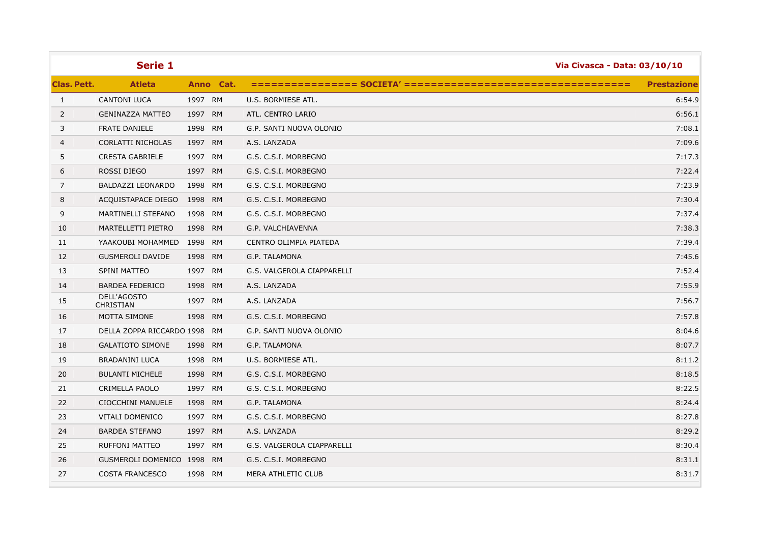**Serie 1** | **Via Civasca - Data: 03/10/10**

| Clas. | Pett. | Atleta | Anno | Cat. | =============== SOCIETA' ================================= | Prestazione |
|---|---|---|---|---|---|---|
| 1 | | CANTONI LUCA | 1997 | RM | U.S. BORMIESE ATL. | 6:54.9 |
| 2 | | GENINAZZA MATTEO | 1997 | RM | ATL. CENTRO LARIO | 6:56.1 |
| 3 | | FRATE DANIELE | 1998 | RM | G.P. SANTI NUOVA OLONIO | 7:08.1 |
| 4 | | CORLATTI NICHOLAS | 1997 | RM | A.S. LANZADA | 7:09.6 |
| 5 | | CRESTA GABRIELE | 1997 | RM | G.S. C.S.I. MORBEGNO | 7:17.3 |
| 6 | | ROSSI DIEGO | 1997 | RM | G.S. C.S.I. MORBEGNO | 7:22.4 |
| 7 | | BALDAZZI LEONARDO | 1998 | RM | G.S. C.S.I. MORBEGNO | 7:23.9 |
| 8 | | ACQUISTAPACE DIEGO | 1998 | RM | G.S. C.S.I. MORBEGNO | 7:30.4 |
| 9 | | MARTINELLI STEFANO | 1998 | RM | G.S. C.S.I. MORBEGNO | 7:37.4 |
| 10 | | MARTELLETTI PIETRO | 1998 | RM | G.P. VALCHIAVENNA | 7:38.3 |
| 11 | | YAAKOUBI MOHAMMED | 1998 | RM | CENTRO OLIMPIA PIATEDA | 7:39.4 |
| 12 | | GUSMEROLI DAVIDE | 1998 | RM | G.P. TALAMONA | 7:45.6 |
| 13 | | SPINI MATTEO | 1997 | RM | G.S. VALGEROLA CIAPPARELLI | 7:52.4 |
| 14 | | BARDEA FEDERICO | 1998 | RM | A.S. LANZADA | 7:55.9 |
| 15 | | DELL'AGOSTO CHRISTIAN | 1997 | RM | A.S. LANZADA | 7:56.7 |
| 16 | | MOTTA SIMONE | 1998 | RM | G.S. C.S.I. MORBEGNO | 7:57.8 |
| 17 | | DELLA ZOPPA RICCARDO | 1998 | RM | G.P. SANTI NUOVA OLONIO | 8:04.6 |
| 18 | | GALATIOTO SIMONE | 1998 | RM | G.P. TALAMONA | 8:07.7 |
| 19 | | BRADANINI LUCA | 1998 | RM | U.S. BORMIESE ATL. | 8:11.2 |
| 20 | | BULANTI MICHELE | 1998 | RM | G.S. C.S.I. MORBEGNO | 8:18.5 |
| 21 | | CRIMELLA PAOLO | 1997 | RM | G.S. C.S.I. MORBEGNO | 8:22.5 |
| 22 | | CIOCCHINI MANUELE | 1998 | RM | G.P. TALAMONA | 8:24.4 |
| 23 | | VITALI DOMENICO | 1997 | RM | G.S. C.S.I. MORBEGNO | 8:27.8 |
| 24 | | BARDEA STEFANO | 1997 | RM | A.S. LANZADA | 8:29.2 |
| 25 | | RUFFONI MATTEO | 1997 | RM | G.S. VALGEROLA CIAPPARELLI | 8:30.4 |
| 26 | | GUSMEROLI DOMENICO | 1998 | RM | G.S. C.S.I. MORBEGNO | 8:31.1 |
| 27 | | COSTA FRANCESCO | 1998 | RM | MERA ATHLETIC CLUB | 8:31.7 |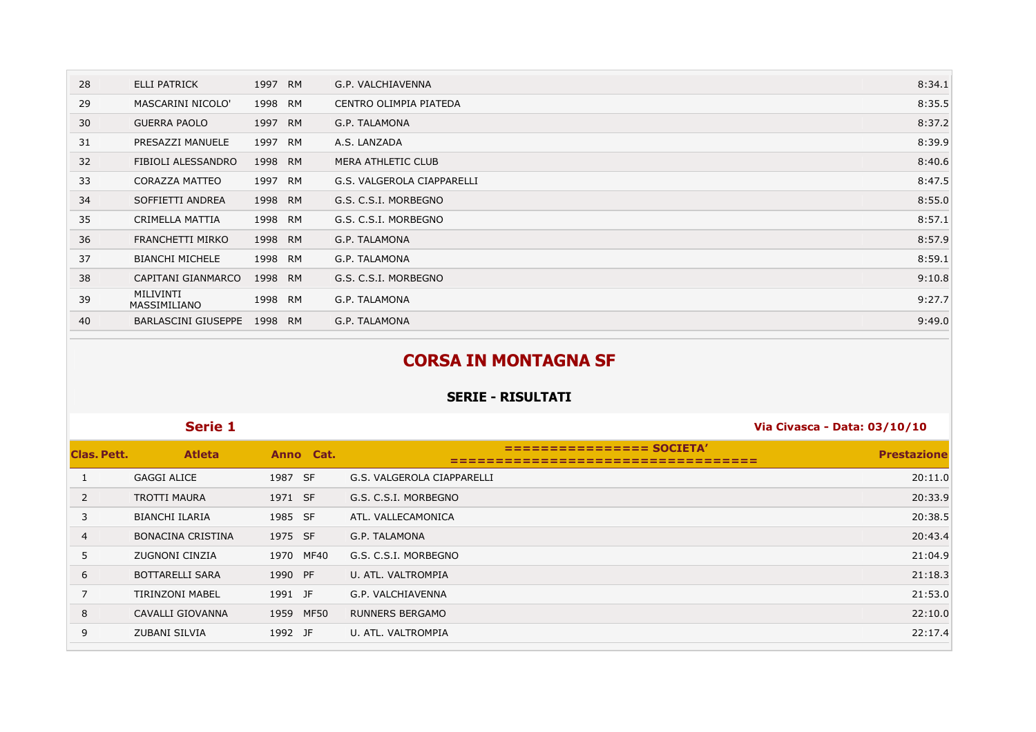| | | | | | |
|---|---|---|---|---|---|
| 28 | ELLI PATRICK | 1997 | RM | G.P. VALCHIAVENNA | 8:34.1 |
| 29 | MASCARINI NICOLO' | 1998 | RM | CENTRO OLIMPIA PIATEDA | 8:35.5 |
| 30 | GUERRA PAOLO | 1997 | RM | G.P. TALAMONA | 8:37.2 |
| 31 | PRESAZZI MANUELE | 1997 | RM | A.S. LANZADA | 8:39.9 |
| 32 | FIBIOLI ALESSANDRO | 1998 | RM | MERA ATHLETIC CLUB | 8:40.6 |
| 33 | CORAZZA MATTEO | 1997 | RM | G.S. VALGEROLA CIAPPARELLI | 8:47.5 |
| 34 | SOFFIETTI ANDREA | 1998 | RM | G.S. C.S.I. MORBEGNO | 8:55.0 |
| 35 | CRIMELLA MATTIA | 1998 | RM | G.S. C.S.I. MORBEGNO | 8:57.1 |
| 36 | FRANCHETTI MIRKO | 1998 | RM | G.P. TALAMONA | 8:57.9 |
| 37 | BIANCHI MICHELE | 1998 | RM | G.P. TALAMONA | 8:59.1 |
| 38 | CAPITANI GIANMARCO | 1998 | RM | G.S. C.S.I. MORBEGNO | 9:10.8 |
| 39 | MILIVINTI MASSIMILIANO | 1998 | RM | G.P. TALAMONA | 9:27.7 |
| 40 | BARLASCINI GIUSEPPE | 1998 | RM | G.P. TALAMONA | 9:49.0 |

# CORSA IN MONTAGNA SF

## SERIE - RISULTATI

**Serie 1** — **Via Civasca - Data: 03/10/10**

| Clas. Pett. | Atleta | Anno | Cat. | ================ SOCIETA' ================================ | Prestazione |
|---|---|---|---|---|---|
| 1 | GAGGI ALICE | 1987 | SF | G.S. VALGEROLA CIAPPARELLI | 20:11.0 |
| 2 | TROTTI MAURA | 1971 | SF | G.S. C.S.I. MORBEGNO | 20:33.9 |
| 3 | BIANCHI ILARIA | 1985 | SF | ATL. VALLECAMONICA | 20:38.5 |
| 4 | BONACINA CRISTINA | 1975 | SF | G.P. TALAMONA | 20:43.4 |
| 5 | ZUGNONI CINZIA | 1970 | MF40 | G.S. C.S.I. MORBEGNO | 21:04.9 |
| 6 | BOTTARELLI SARA | 1990 | PF | U. ATL. VALTROMPIA | 21:18.3 |
| 7 | TIRINZONI MABEL | 1991 | JF | G.P. VALCHIAVENNA | 21:53.0 |
| 8 | CAVALLI GIOVANNA | 1959 | MF50 | RUNNERS BERGAMO | 22:10.0 |
| 9 | ZUBANI SILVIA | 1992 | JF | U. ATL. VALTROMPIA | 22:17.4 |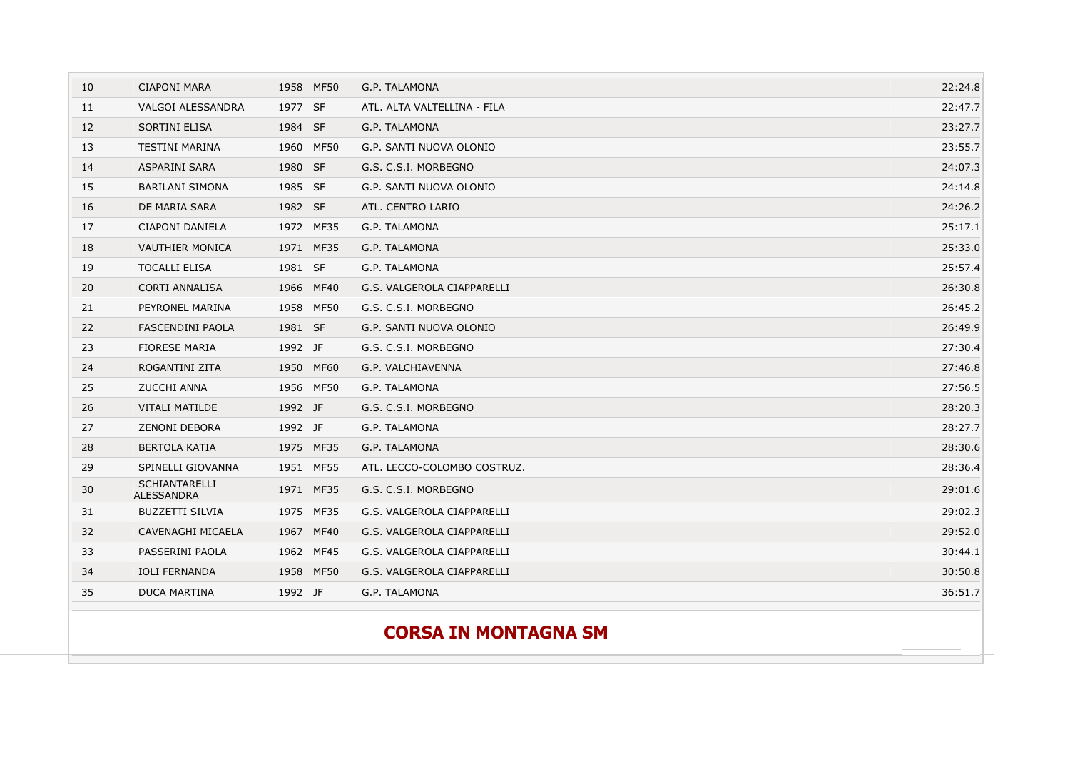| 10 | CIAPONI MARA | 1958 | MF50 | G.P. TALAMONA | 22:24.8 |
|---|---|---|---|---|---|
| 11 | VALGOI ALESSANDRA | 1977 | SF | ATL. ALTA VALTELLINA - FILA | 22:47.7 |
| 12 | SORTINI ELISA | 1984 | SF | G.P. TALAMONA | 23:27.7 |
| 13 | TESTINI MARINA | 1960 | MF50 | G.P. SANTI NUOVA OLONIO | 23:55.7 |
| 14 | ASPARINI SARA | 1980 | SF | G.S. C.S.I. MORBEGNO | 24:07.3 |
| 15 | BARILANI SIMONA | 1985 | SF | G.P. SANTI NUOVA OLONIO | 24:14.8 |
| 16 | DE MARIA SARA | 1982 | SF | ATL. CENTRO LARIO | 24:26.2 |
| 17 | CIAPONI DANIELA | 1972 | MF35 | G.P. TALAMONA | 25:17.1 |
| 18 | VAUTHIER MONICA | 1971 | MF35 | G.P. TALAMONA | 25:33.0 |
| 19 | TOCALLI ELISA | 1981 | SF | G.P. TALAMONA | 25:57.4 |
| 20 | CORTI ANNALISA | 1966 | MF40 | G.S. VALGEROLA CIAPPARELLI | 26:30.8 |
| 21 | PEYRONEL MARINA | 1958 | MF50 | G.S. C.S.I. MORBEGNO | 26:45.2 |
| 22 | FASCENDINI PAOLA | 1981 | SF | G.P. SANTI NUOVA OLONIO | 26:49.9 |
| 23 | FIORESE MARIA | 1992 | JF | G.S. C.S.I. MORBEGNO | 27:30.4 |
| 24 | ROGANTINI ZITA | 1950 | MF60 | G.P. VALCHIAVENNA | 27:46.8 |
| 25 | ZUCCHI ANNA | 1956 | MF50 | G.P. TALAMONA | 27:56.5 |
| 26 | VITALI MATILDE | 1992 | JF | G.S. C.S.I. MORBEGNO | 28:20.3 |
| 27 | ZENONI DEBORA | 1992 | JF | G.P. TALAMONA | 28:27.7 |
| 28 | BERTOLA KATIA | 1975 | MF35 | G.P. TALAMONA | 28:30.6 |
| 29 | SPINELLI GIOVANNA | 1951 | MF55 | ATL. LECCO-COLOMBO COSTRUZ. | 28:36.4 |
| 30 | SCHIANTARELLI ALESSANDRA | 1971 | MF35 | G.S. C.S.I. MORBEGNO | 29:01.6 |
| 31 | BUZZETTI SILVIA | 1975 | MF35 | G.S. VALGEROLA CIAPPARELLI | 29:02.3 |
| 32 | CAVENAGHI MICAELA | 1967 | MF40 | G.S. VALGEROLA CIAPPARELLI | 29:52.0 |
| 33 | PASSERINI PAOLA | 1962 | MF45 | G.S. VALGEROLA CIAPPARELLI | 30:44.1 |
| 34 | IOLI FERNANDA | 1958 | MF50 | G.S. VALGEROLA CIAPPARELLI | 30:50.8 |
| 35 | DUCA MARTINA | 1992 | JF | G.P. TALAMONA | 36:51.7 |

## CORSA IN MONTAGNA SM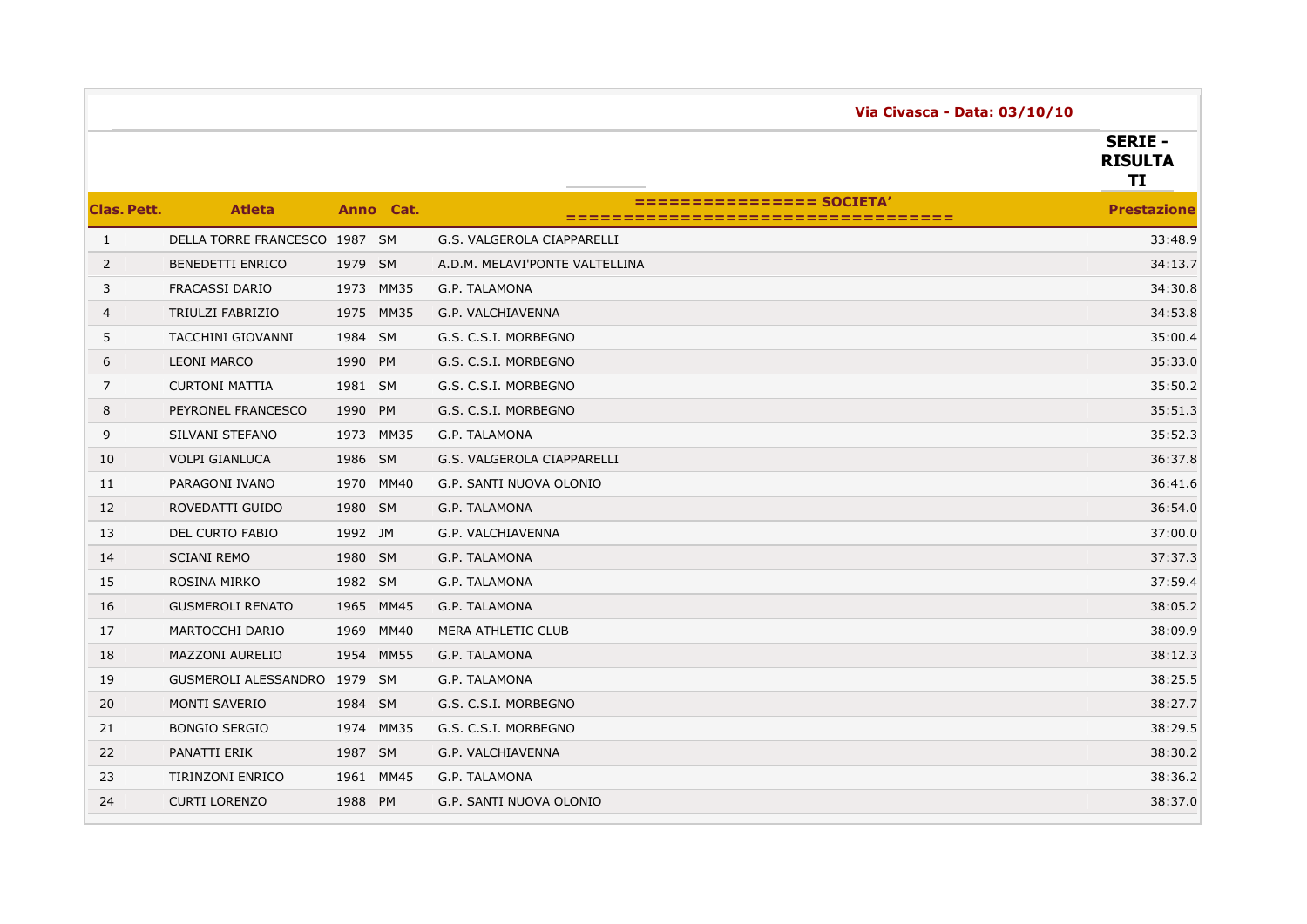**Via Civasca - Data: 03/10/10**

**SERIE - RISULTATI**

| Clas. | Pett. | Atleta | Anno | Cat. | ================ SOCIETA' ================================= | Prestazione |
|---|---|---|---|---|---|---|
| 1 | | DELLA TORRE FRANCESCO | 1987 | SM | G.S. VALGEROLA CIAPPARELLI | 33:48.9 |
| 2 | | BENEDETTI ENRICO | 1979 | SM | A.D.M. MELAVI'PONTE VALTELLINA | 34:13.7 |
| 3 | | FRACASSI DARIO | 1973 | MM35 | G.P. TALAMONA | 34:30.8 |
| 4 | | TRIULZI FABRIZIO | 1975 | MM35 | G.P. VALCHIAVENNA | 34:53.8 |
| 5 | | TACCHINI GIOVANNI | 1984 | SM | G.S. C.S.I. MORBEGNO | 35:00.4 |
| 6 | | LEONI MARCO | 1990 | PM | G.S. C.S.I. MORBEGNO | 35:33.0 |
| 7 | | CURTONI MATTIA | 1981 | SM | G.S. C.S.I. MORBEGNO | 35:50.2 |
| 8 | | PEYRONEL FRANCESCO | 1990 | PM | G.S. C.S.I. MORBEGNO | 35:51.3 |
| 9 | | SILVANI STEFANO | 1973 | MM35 | G.P. TALAMONA | 35:52.3 |
| 10 | | VOLPI GIANLUCA | 1986 | SM | G.S. VALGEROLA CIAPPARELLI | 36:37.8 |
| 11 | | PARAGONI IVANO | 1970 | MM40 | G.P. SANTI NUOVA OLONIO | 36:41.6 |
| 12 | | ROVEDATTI GUIDO | 1980 | SM | G.P. TALAMONA | 36:54.0 |
| 13 | | DEL CURTO FABIO | 1992 | JM | G.P. VALCHIAVENNA | 37:00.0 |
| 14 | | SCIANI REMO | 1980 | SM | G.P. TALAMONA | 37:37.3 |
| 15 | | ROSINA MIRKO | 1982 | SM | G.P. TALAMONA | 37:59.4 |
| 16 | | GUSMEROLI RENATO | 1965 | MM45 | G.P. TALAMONA | 38:05.2 |
| 17 | | MARTOCCHI DARIO | 1969 | MM40 | MERA ATHLETIC CLUB | 38:09.9 |
| 18 | | MAZZONI AURELIO | 1954 | MM55 | G.P. TALAMONA | 38:12.3 |
| 19 | | GUSMEROLI ALESSANDRO | 1979 | SM | G.P. TALAMONA | 38:25.5 |
| 20 | | MONTI SAVERIO | 1984 | SM | G.S. C.S.I. MORBEGNO | 38:27.7 |
| 21 | | BONGIO SERGIO | 1974 | MM35 | G.S. C.S.I. MORBEGNO | 38:29.5 |
| 22 | | PANATTI ERIK | 1987 | SM | G.P. VALCHIAVENNA | 38:30.2 |
| 23 | | TIRINZONI ENRICO | 1961 | MM45 | G.P. TALAMONA | 38:36.2 |
| 24 | | CURTI LORENZO | 1988 | PM | G.P. SANTI NUOVA OLONIO | 38:37.0 |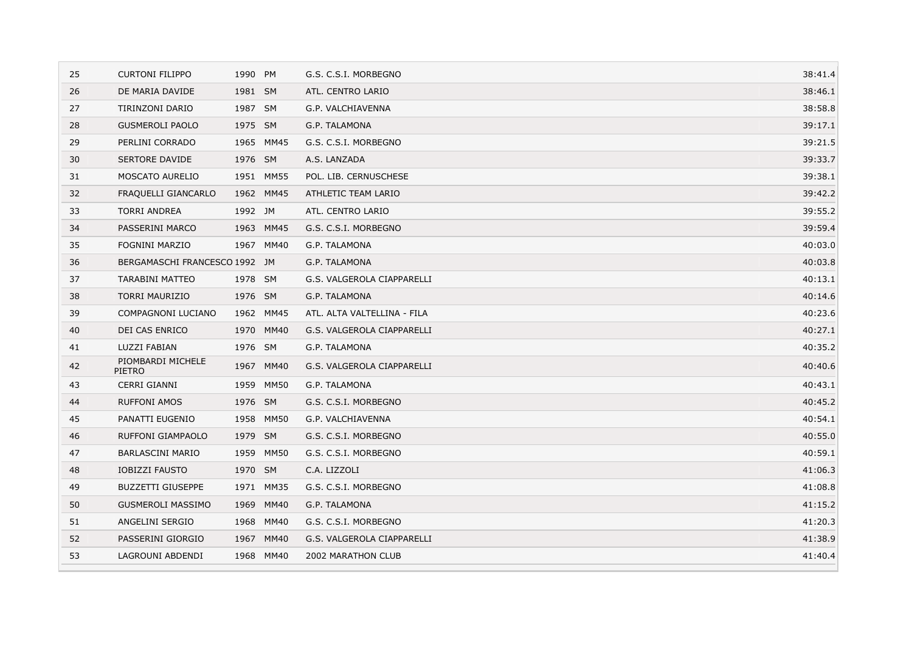| | | | | | |
|---|---|---|---|---|---|
| 25 | CURTONI FILIPPO | 1990 | PM | G.S. C.S.I. MORBEGNO | 38:41.4 |
| 26 | DE MARIA DAVIDE | 1981 | SM | ATL. CENTRO LARIO | 38:46.1 |
| 27 | TIRINZONI DARIO | 1987 | SM | G.P. VALCHIAVENNA | 38:58.8 |
| 28 | GUSMEROLI PAOLO | 1975 | SM | G.P. TALAMONA | 39:17.1 |
| 29 | PERLINI CORRADO | 1965 | MM45 | G.S. C.S.I. MORBEGNO | 39:21.5 |
| 30 | SERTORE DAVIDE | 1976 | SM | A.S. LANZADA | 39:33.7 |
| 31 | MOSCATO AURELIO | 1951 | MM55 | POL. LIB. CERNUSCHESE | 39:38.1 |
| 32 | FRAQUELLI GIANCARLO | 1962 | MM45 | ATHLETIC TEAM LARIO | 39:42.2 |
| 33 | TORRI ANDREA | 1992 | JM | ATL. CENTRO LARIO | 39:55.2 |
| 34 | PASSERINI MARCO | 1963 | MM45 | G.S. C.S.I. MORBEGNO | 39:59.4 |
| 35 | FOGNINI MARZIO | 1967 | MM40 | G.P. TALAMONA | 40:03.0 |
| 36 | BERGAMASCHI FRANCESCO | 1992 | JM | G.P. TALAMONA | 40:03.8 |
| 37 | TARABINI MATTEO | 1978 | SM | G.S. VALGEROLA CIAPPARELLI | 40:13.1 |
| 38 | TORRI MAURIZIO | 1976 | SM | G.P. TALAMONA | 40:14.6 |
| 39 | COMPAGNONI LUCIANO | 1962 | MM45 | ATL. ALTA VALTELLINA - FILA | 40:23.6 |
| 40 | DEI CAS ENRICO | 1970 | MM40 | G.S. VALGEROLA CIAPPARELLI | 40:27.1 |
| 41 | LUZZI FABIAN | 1976 | SM | G.P. TALAMONA | 40:35.2 |
| 42 | PIOMBARDI MICHELE PIETRO | 1967 | MM40 | G.S. VALGEROLA CIAPPARELLI | 40:40.6 |
| 43 | CERRI GIANNI | 1959 | MM50 | G.P. TALAMONA | 40:43.1 |
| 44 | RUFFONI AMOS | 1976 | SM | G.S. C.S.I. MORBEGNO | 40:45.2 |
| 45 | PANATTI EUGENIO | 1958 | MM50 | G.P. VALCHIAVENNA | 40:54.1 |
| 46 | RUFFONI GIAMPAOLO | 1979 | SM | G.S. C.S.I. MORBEGNO | 40:55.0 |
| 47 | BARLASCINI MARIO | 1959 | MM50 | G.S. C.S.I. MORBEGNO | 40:59.1 |
| 48 | IOBIZZI FAUSTO | 1970 | SM | C.A. LIZZOLI | 41:06.3 |
| 49 | BUZZETTI GIUSEPPE | 1971 | MM35 | G.S. C.S.I. MORBEGNO | 41:08.8 |
| 50 | GUSMEROLI MASSIMO | 1969 | MM40 | G.P. TALAMONA | 41:15.2 |
| 51 | ANGELINI SERGIO | 1968 | MM40 | G.S. C.S.I. MORBEGNO | 41:20.3 |
| 52 | PASSERINI GIORGIO | 1967 | MM40 | G.S. VALGEROLA CIAPPARELLI | 41:38.9 |
| 53 | LAGROUNI ABDENDI | 1968 | MM40 | 2002 MARATHON CLUB | 41:40.4 |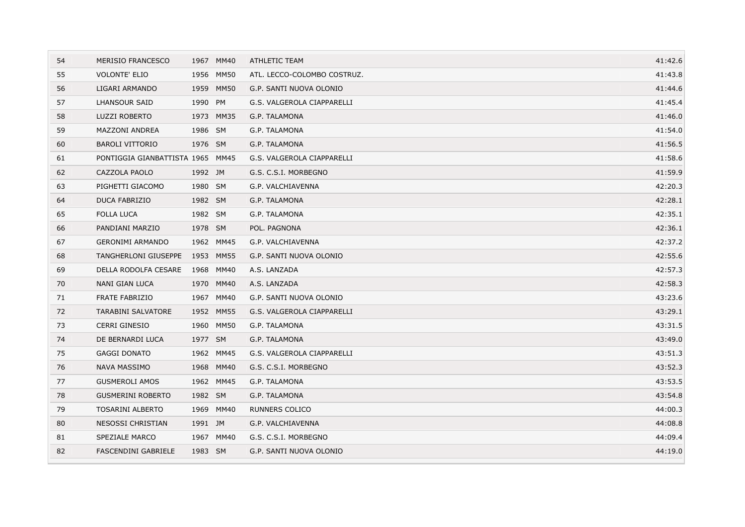| 54 | MERISIO FRANCESCO | 1967 | MM40 | ATHLETIC TEAM | 41:42.6 |
|---|---|---|---|---|---|
| 55 | VOLONTE' ELIO | 1956 | MM50 | ATL. LECCO-COLOMBO COSTRUZ. | 41:43.8 |
| 56 | LIGARI ARMANDO | 1959 | MM50 | G.P. SANTI NUOVA OLONIO | 41:44.6 |
| 57 | LHANSOUR SAID | 1990 | PM | G.S. VALGEROLA CIAPPARELLI | 41:45.4 |
| 58 | LUZZI ROBERTO | 1973 | MM35 | G.P. TALAMONA | 41:46.0 |
| 59 | MAZZONI ANDREA | 1986 | SM | G.P. TALAMONA | 41:54.0 |
| 60 | BAROLI VITTORIO | 1976 | SM | G.P. TALAMONA | 41:56.5 |
| 61 | PONTIGGIA GIANBATTISTA | 1965 | MM45 | G.S. VALGEROLA CIAPPARELLI | 41:58.6 |
| 62 | CAZZOLA PAOLO | 1992 | JM | G.S. C.S.I. MORBEGNO | 41:59.9 |
| 63 | PIGHETTI GIACOMO | 1980 | SM | G.P. VALCHIAVENNA | 42:20.3 |
| 64 | DUCA FABRIZIO | 1982 | SM | G.P. TALAMONA | 42:28.1 |
| 65 | FOLLA LUCA | 1982 | SM | G.P. TALAMONA | 42:35.1 |
| 66 | PANDIANI MARZIO | 1978 | SM | POL. PAGNONA | 42:36.1 |
| 67 | GERONIMI ARMANDO | 1962 | MM45 | G.P. VALCHIAVENNA | 42:37.2 |
| 68 | TANGHERLONI GIUSEPPE | 1953 | MM55 | G.P. SANTI NUOVA OLONIO | 42:55.6 |
| 69 | DELLA RODOLFA CESARE | 1968 | MM40 | A.S. LANZADA | 42:57.3 |
| 70 | NANI GIAN LUCA | 1970 | MM40 | A.S. LANZADA | 42:58.3 |
| 71 | FRATE FABRIZIO | 1967 | MM40 | G.P. SANTI NUOVA OLONIO | 43:23.6 |
| 72 | TARABINI SALVATORE | 1952 | MM55 | G.S. VALGEROLA CIAPPARELLI | 43:29.1 |
| 73 | CERRI GINESIO | 1960 | MM50 | G.P. TALAMONA | 43:31.5 |
| 74 | DE BERNARDI LUCA | 1977 | SM | G.P. TALAMONA | 43:49.0 |
| 75 | GAGGI DONATO | 1962 | MM45 | G.S. VALGEROLA CIAPPARELLI | 43:51.3 |
| 76 | NAVA MASSIMO | 1968 | MM40 | G.S. C.S.I. MORBEGNO | 43:52.3 |
| 77 | GUSMEROLI AMOS | 1962 | MM45 | G.P. TALAMONA | 43:53.5 |
| 78 | GUSMERINI ROBERTO | 1982 | SM | G.P. TALAMONA | 43:54.8 |
| 79 | TOSARINI ALBERTO | 1969 | MM40 | RUNNERS COLICO | 44:00.3 |
| 80 | NESOSSI CHRISTIAN | 1991 | JM | G.P. VALCHIAVENNA | 44:08.8 |
| 81 | SPEZIALE MARCO | 1967 | MM40 | G.S. C.S.I. MORBEGNO | 44:09.4 |
| 82 | FASCENDINI GABRIELE | 1983 | SM | G.P. SANTI NUOVA OLONIO | 44:19.0 |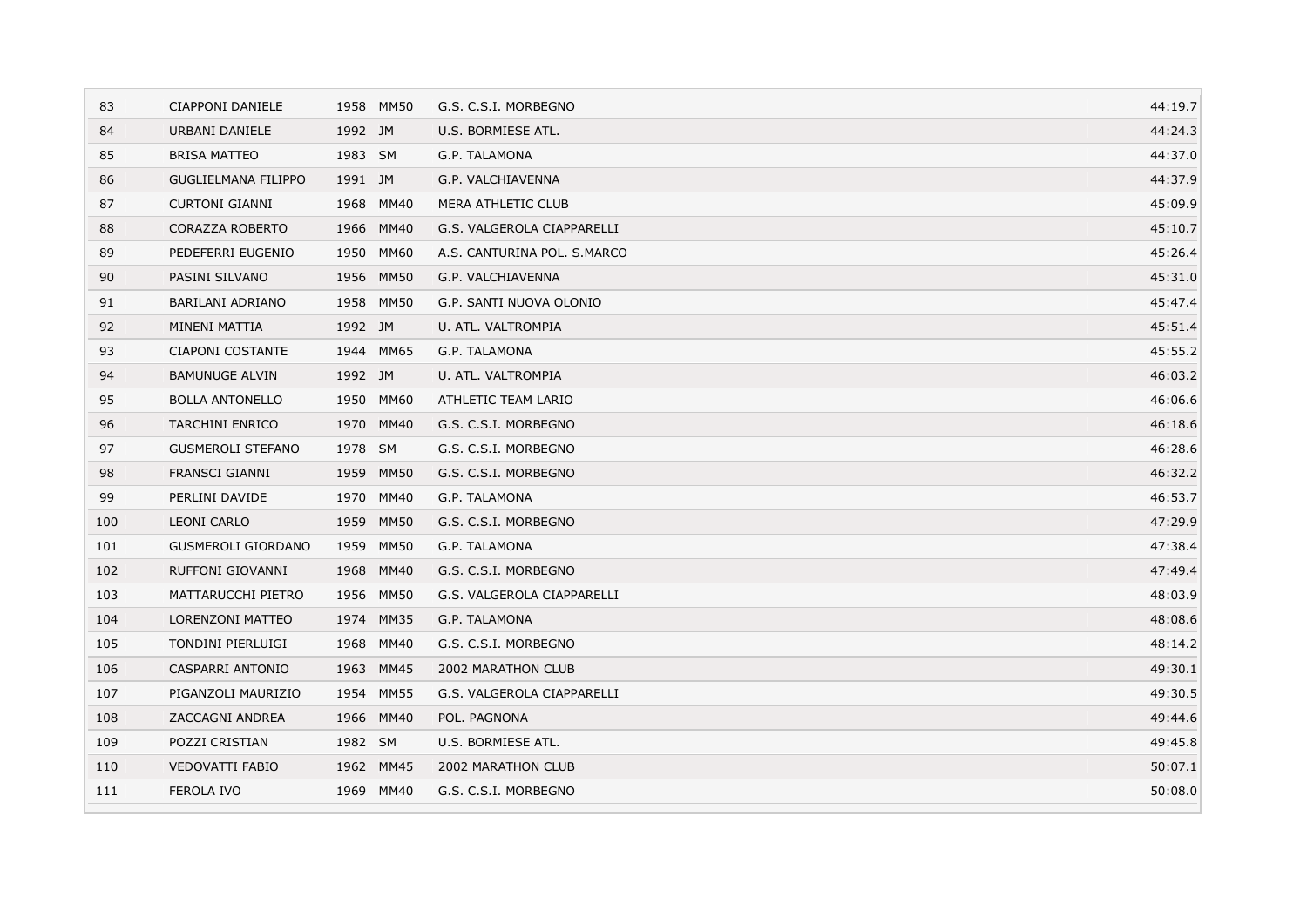| | | | | | |
|---|---|---|---|---|---|
| 83 | CIAPPONI DANIELE | 1958 | MM50 | G.S. C.S.I. MORBEGNO | 44:19.7 |
| 84 | URBANI DANIELE | 1992 | JM | U.S. BORMIESE ATL. | 44:24.3 |
| 85 | BRISA MATTEO | 1983 | SM | G.P. TALAMONA | 44:37.0 |
| 86 | GUGLIELMANA FILIPPO | 1991 | JM | G.P. VALCHIAVENNA | 44:37.9 |
| 87 | CURTONI GIANNI | 1968 | MM40 | MERA ATHLETIC CLUB | 45:09.9 |
| 88 | CORAZZA ROBERTO | 1966 | MM40 | G.S. VALGEROLA CIAPPARELLI | 45:10.7 |
| 89 | PEDEFERRI EUGENIO | 1950 | MM60 | A.S. CANTURINA POL. S.MARCO | 45:26.4 |
| 90 | PASINI SILVANO | 1956 | MM50 | G.P. VALCHIAVENNA | 45:31.0 |
| 91 | BARILANI ADRIANO | 1958 | MM50 | G.P. SANTI NUOVA OLONIO | 45:47.4 |
| 92 | MINENI MATTIA | 1992 | JM | U. ATL. VALTROMPIA | 45:51.4 |
| 93 | CIAPONI COSTANTE | 1944 | MM65 | G.P. TALAMONA | 45:55.2 |
| 94 | BAMUNUGE ALVIN | 1992 | JM | U. ATL. VALTROMPIA | 46:03.2 |
| 95 | BOLLA ANTONELLO | 1950 | MM60 | ATHLETIC TEAM LARIO | 46:06.6 |
| 96 | TARCHINI ENRICO | 1970 | MM40 | G.S. C.S.I. MORBEGNO | 46:18.6 |
| 97 | GUSMEROLI STEFANO | 1978 | SM | G.S. C.S.I. MORBEGNO | 46:28.6 |
| 98 | FRANSCI GIANNI | 1959 | MM50 | G.S. C.S.I. MORBEGNO | 46:32.2 |
| 99 | PERLINI DAVIDE | 1970 | MM40 | G.P. TALAMONA | 46:53.7 |
| 100 | LEONI CARLO | 1959 | MM50 | G.S. C.S.I. MORBEGNO | 47:29.9 |
| 101 | GUSMEROLI GIORDANO | 1959 | MM50 | G.P. TALAMONA | 47:38.4 |
| 102 | RUFFONI GIOVANNI | 1968 | MM40 | G.S. C.S.I. MORBEGNO | 47:49.4 |
| 103 | MATTARUCCHI PIETRO | 1956 | MM50 | G.S. VALGEROLA CIAPPARELLI | 48:03.9 |
| 104 | LORENZONI MATTEO | 1974 | MM35 | G.P. TALAMONA | 48:08.6 |
| 105 | TONDINI PIERLUIGI | 1968 | MM40 | G.S. C.S.I. MORBEGNO | 48:14.2 |
| 106 | CASPARRI ANTONIO | 1963 | MM45 | 2002 MARATHON CLUB | 49:30.1 |
| 107 | PIGANZOLI MAURIZIO | 1954 | MM55 | G.S. VALGEROLA CIAPPARELLI | 49:30.5 |
| 108 | ZACCAGNI ANDREA | 1966 | MM40 | POL. PAGNONA | 49:44.6 |
| 109 | POZZI CRISTIAN | 1982 | SM | U.S. BORMIESE ATL. | 49:45.8 |
| 110 | VEDOVATTI FABIO | 1962 | MM45 | 2002 MARATHON CLUB | 50:07.1 |
| 111 | FEROLA IVO | 1969 | MM40 | G.S. C.S.I. MORBEGNO | 50:08.0 |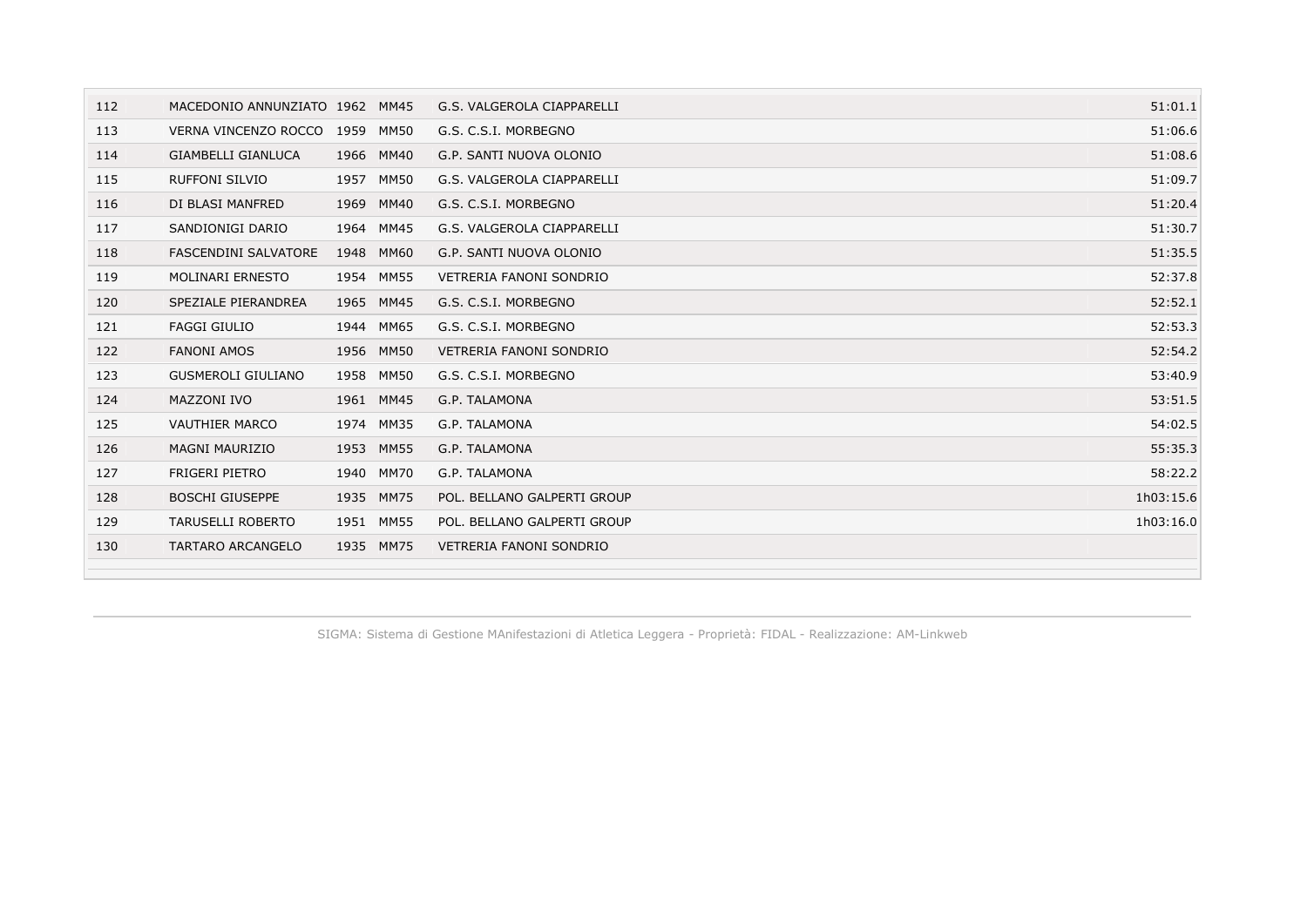| | | | | | |
|---|---|---|---|---|---|
| 112 | MACEDONIO ANNUNZIATO | 1962 | MM45 | G.S. VALGEROLA CIAPPARELLI | 51:01.1 |
| 113 | VERNA VINCENZO ROCCO | 1959 | MM50 | G.S. C.S.I. MORBEGNO | 51:06.6 |
| 114 | GIAMBELLI GIANLUCA | 1966 | MM40 | G.P. SANTI NUOVA OLONIO | 51:08.6 |
| 115 | RUFFONI SILVIO | 1957 | MM50 | G.S. VALGEROLA CIAPPARELLI | 51:09.7 |
| 116 | DI BLASI MANFRED | 1969 | MM40 | G.S. C.S.I. MORBEGNO | 51:20.4 |
| 117 | SANDIONIGI DARIO | 1964 | MM45 | G.S. VALGEROLA CIAPPARELLI | 51:30.7 |
| 118 | FASCENDINI SALVATORE | 1948 | MM60 | G.P. SANTI NUOVA OLONIO | 51:35.5 |
| 119 | MOLINARI ERNESTO | 1954 | MM55 | VETRERIA FANONI SONDRIO | 52:37.8 |
| 120 | SPEZIALE PIERANDREA | 1965 | MM45 | G.S. C.S.I. MORBEGNO | 52:52.1 |
| 121 | FAGGI GIULIO | 1944 | MM65 | G.S. C.S.I. MORBEGNO | 52:53.3 |
| 122 | FANONI AMOS | 1956 | MM50 | VETRERIA FANONI SONDRIO | 52:54.2 |
| 123 | GUSMEROLI GIULIANO | 1958 | MM50 | G.S. C.S.I. MORBEGNO | 53:40.9 |
| 124 | MAZZONI IVO | 1961 | MM45 | G.P. TALAMONA | 53:51.5 |
| 125 | VAUTHIER MARCO | 1974 | MM35 | G.P. TALAMONA | 54:02.5 |
| 126 | MAGNI MAURIZIO | 1953 | MM55 | G.P. TALAMONA | 55:35.3 |
| 127 | FRIGERI PIETRO | 1940 | MM70 | G.P. TALAMONA | 58:22.2 |
| 128 | BOSCHI GIUSEPPE | 1935 | MM75 | POL. BELLANO GALPERTI GROUP | 1h03:15.6 |
| 129 | TARUSELLI ROBERTO | 1951 | MM55 | POL. BELLANO GALPERTI GROUP | 1h03:16.0 |
| 130 | TARTARO ARCANGELO | 1935 | MM75 | VETRERIA FANONI SONDRIO | |

SIGMA: Sistema di Gestione MAnifestazioni di Atletica Leggera - Proprietà: FIDAL - Realizzazione: AM-Linkweb